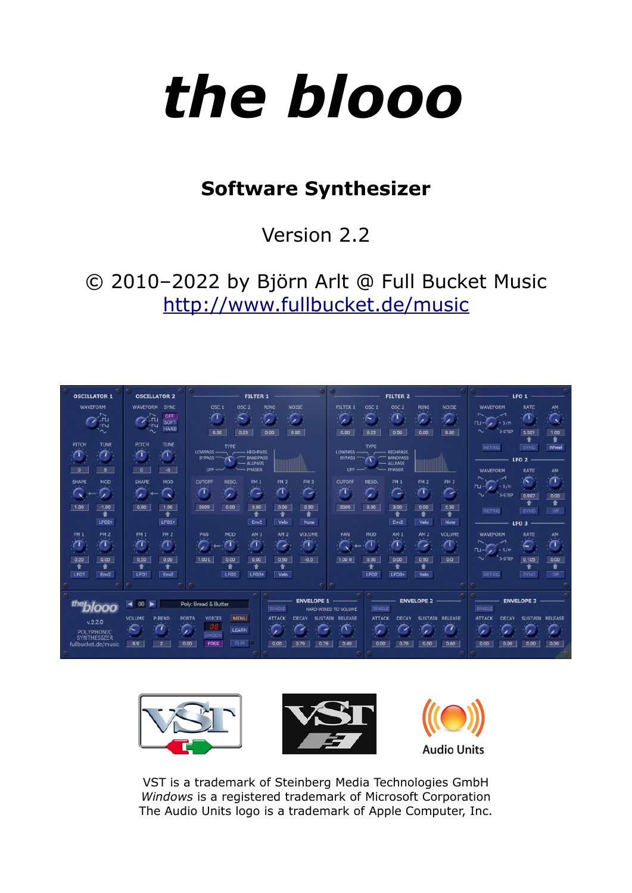# the blooo

## Software Synthesizer

Version 2.2

© 2010–2022 by Björn Arlt @ Full Bucket Music
http://www.fullbucket.de/music

VST is a trademark of Steinberg Media Technologies GmbH
*Windows* is a registered trademark of Microsoft Corporation
The Audio Units logo is a trademark of Apple Computer, Inc.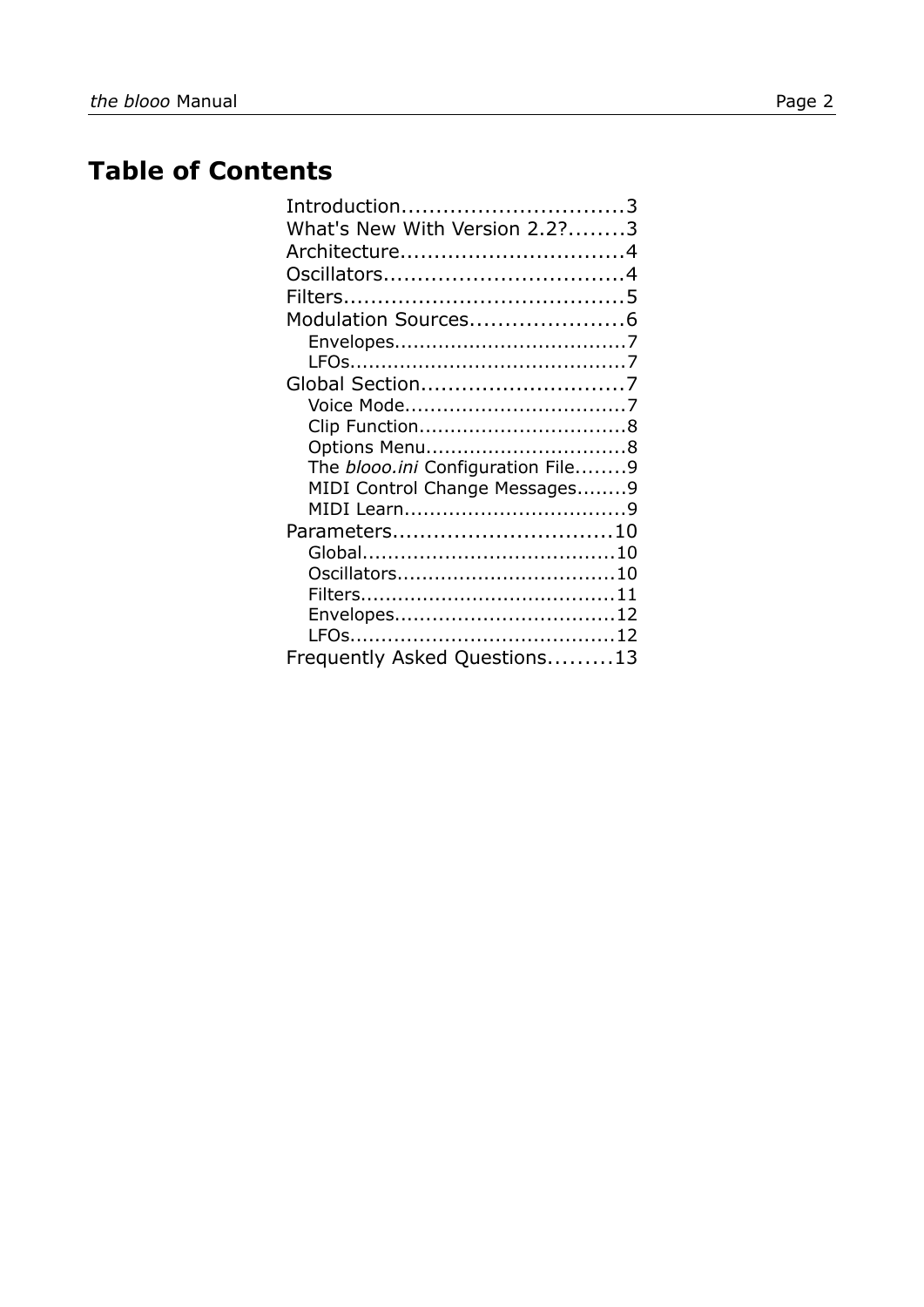# Table of Contents

- Introduction................................3
- What's New With Version 2.2?........3
- Architecture.................................4
- Oscillators...................................4
- Filters.........................................5
- Modulation Sources......................6
  - Envelopes....................................7
  - LFOs...........................................7
- Global Section..............................7
  - Voice Mode..................................7
  - Clip Function................................8
  - Options Menu................................8
  - The *blooo.ini* Configuration File........9
  - MIDI Control Change Messages........9
  - MIDI Learn..................................9
- Parameters................................10
  - Global.......................................10
  - Oscillators..................................10
  - Filters........................................11
  - Envelopes..................................12
  - LFOs.........................................12
- Frequently Asked Questions.........13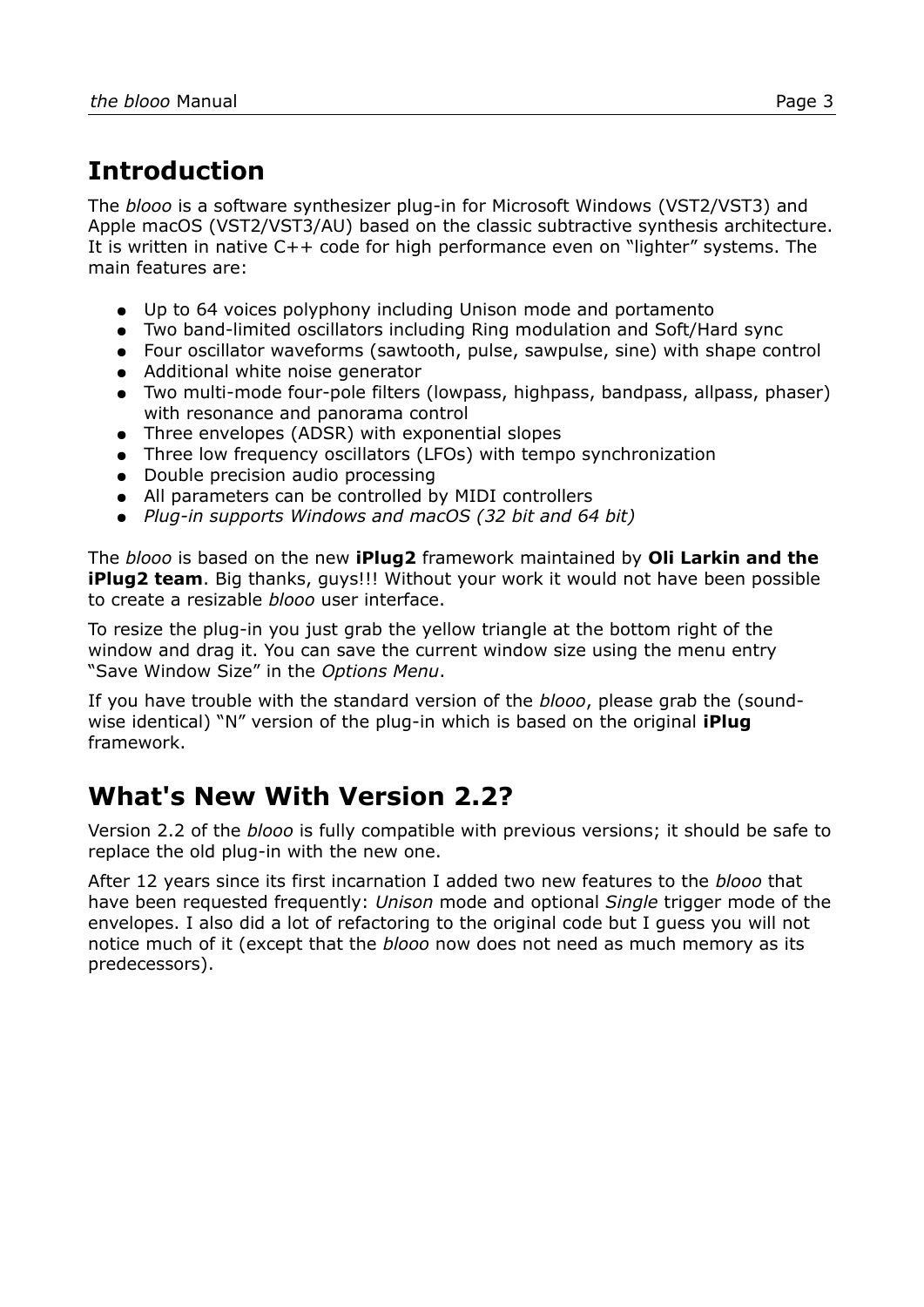## Introduction

The *blooo* is a software synthesizer plug-in for Microsoft Windows (VST2/VST3) and Apple macOS (VST2/VST3/AU) based on the classic subtractive synthesis architecture. It is written in native C++ code for high performance even on “lighter” systems. The main features are:

- Up to 64 voices polyphony including Unison mode and portamento
- Two band-limited oscillators including Ring modulation and Soft/Hard sync
- Four oscillator waveforms (sawtooth, pulse, sawpulse, sine) with shape control
- Additional white noise generator
- Two multi-mode four-pole filters (lowpass, highpass, bandpass, allpass, phaser) with resonance and panorama control
- Three envelopes (ADSR) with exponential slopes
- Three low frequency oscillators (LFOs) with tempo synchronization
- Double precision audio processing
- All parameters can be controlled by MIDI controllers
- *Plug-in supports Windows and macOS (32 bit and 64 bit)*

The *blooo* is based on the new **iPlug2** framework maintained by **Oli Larkin and the iPlug2 team**. Big thanks, guys!!! Without your work it would not have been possible to create a resizable *blooo* user interface.

To resize the plug-in you just grab the yellow triangle at the bottom right of the window and drag it. You can save the current window size using the menu entry “Save Window Size” in the *Options Menu*.

If you have trouble with the standard version of the *blooo*, please grab the (sound-wise identical) “N” version of the plug-in which is based on the original **iPlug** framework.

## What's New With Version 2.2?

Version 2.2 of the *blooo* is fully compatible with previous versions; it should be safe to replace the old plug-in with the new one.

After 12 years since its first incarnation I added two new features to the *blooo* that have been requested frequently: *Unison* mode and optional *Single* trigger mode of the envelopes. I also did a lot of refactoring to the original code but I guess you will not notice much of it (except that the *blooo* now does not need as much memory as its predecessors).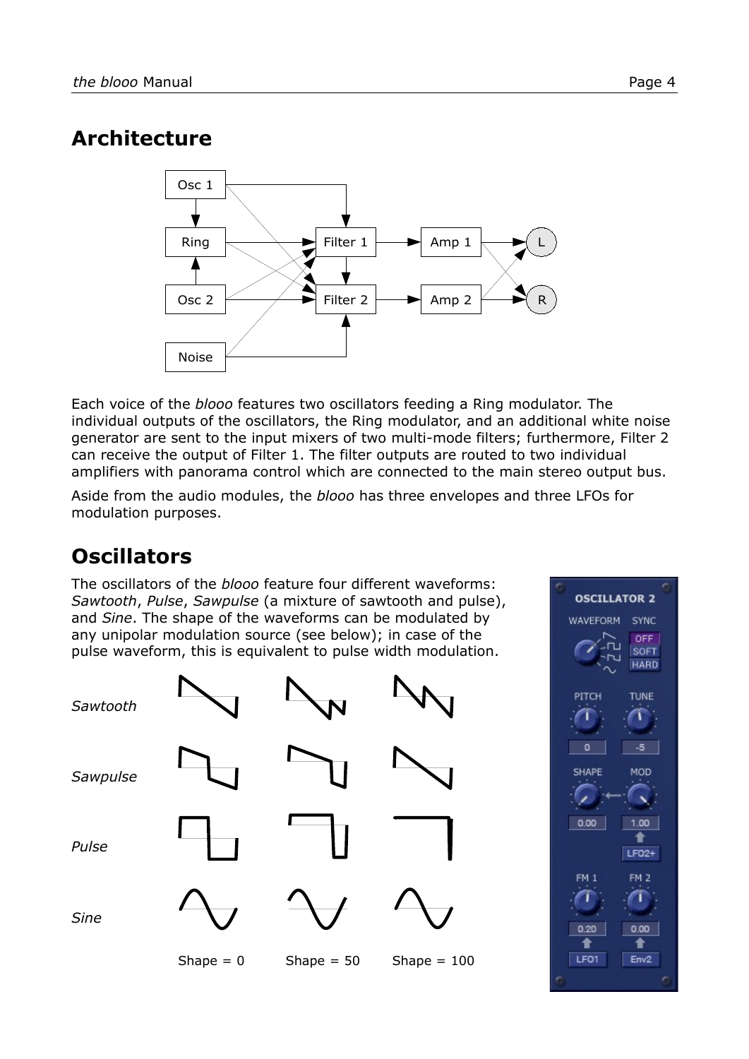## Architecture

Each voice of the *blooo* features two oscillators feeding a Ring modulator. The individual outputs of the oscillators, the Ring modulator, and an additional white noise generator are sent to the input mixers of two multi-mode filters; furthermore, Filter 2 can receive the output of Filter 1. The filter outputs are routed to two individual amplifiers with panorama control which are connected to the main stereo output bus.

Aside from the audio modules, the *blooo* has three envelopes and three LFOs for modulation purposes.

## Oscillators

The oscillators of the *blooo* feature four different waveforms: *Sawtooth*, *Pulse*, *Sawpulse* (a mixture of sawtooth and pulse), and *Sine*. The shape of the waveforms can be modulated by any unipolar modulation source (see below); in case of the pulse waveform, this is equivalent to pulse width modulation.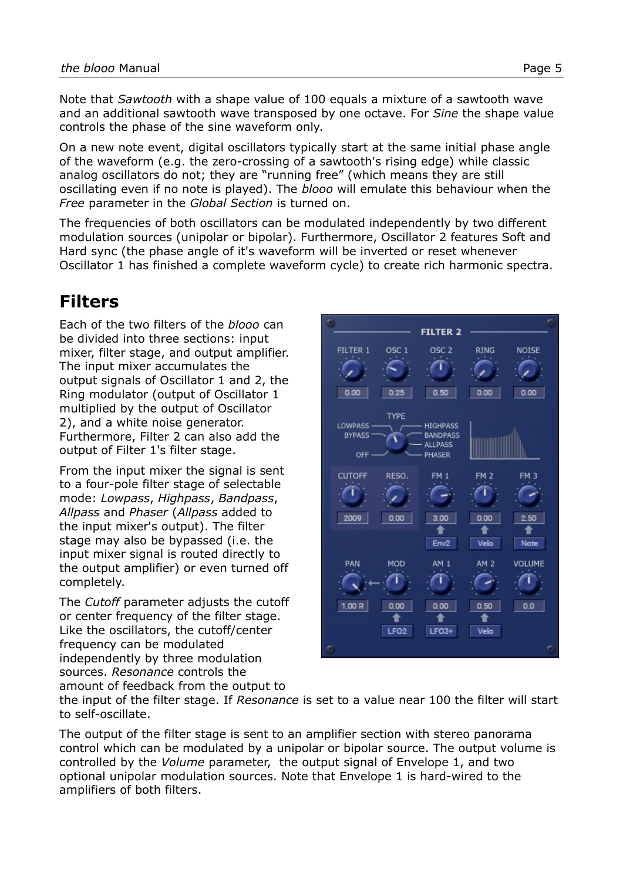Note that *Sawtooth* with a shape value of 100 equals a mixture of a sawtooth wave and an additional sawtooth wave transposed by one octave. For *Sine* the shape value controls the phase of the sine waveform only.

On a new note event, digital oscillators typically start at the same initial phase angle of the waveform (e.g. the zero-crossing of a sawtooth's rising edge) while classic analog oscillators do not; they are "running free" (which means they are still oscillating even if no note is played). The *blooo* will emulate this behaviour when the *Free* parameter in the *Global Section* is turned on.

The frequencies of both oscillators can be modulated independently by two different modulation sources (unipolar or bipolar). Furthermore, Oscillator 2 features Soft and Hard sync (the phase angle of it's waveform will be inverted or reset whenever Oscillator 1 has finished a complete waveform cycle) to create rich harmonic spectra.

## Filters

Each of the two filters of the *blooo* can be divided into three sections: input mixer, filter stage, and output amplifier. The input mixer accumulates the output signals of Oscillator 1 and 2, the Ring modulator (output of Oscillator 1 multiplied by the output of Oscillator 2), and a white noise generator. Furthermore, Filter 2 can also add the output of Filter 1's filter stage.

From the input mixer the signal is sent to a four-pole filter stage of selectable mode: *Lowpass*, *Highpass*, *Bandpass*, *Allpass* and *Phaser* (*Allpass* added to the input mixer's output). The filter stage may also be bypassed (i.e. the input mixer signal is routed directly to the output amplifier) or even turned off completely.

The *Cutoff* parameter adjusts the cutoff or center frequency of the filter stage. Like the oscillators, the cutoff/center frequency can be modulated independently by three modulation sources. *Resonance* controls the amount of feedback from the output to the input of the filter stage. If *Resonance* is set to a value near 100 the filter will start to self-oscillate.

The output of the filter stage is sent to an amplifier section with stereo panorama control which can be modulated by a unipolar or bipolar source. The output volume is controlled by the *Volume* parameter, the output signal of Envelope 1, and two optional unipolar modulation sources. Note that Envelope 1 is hard-wired to the amplifiers of both filters.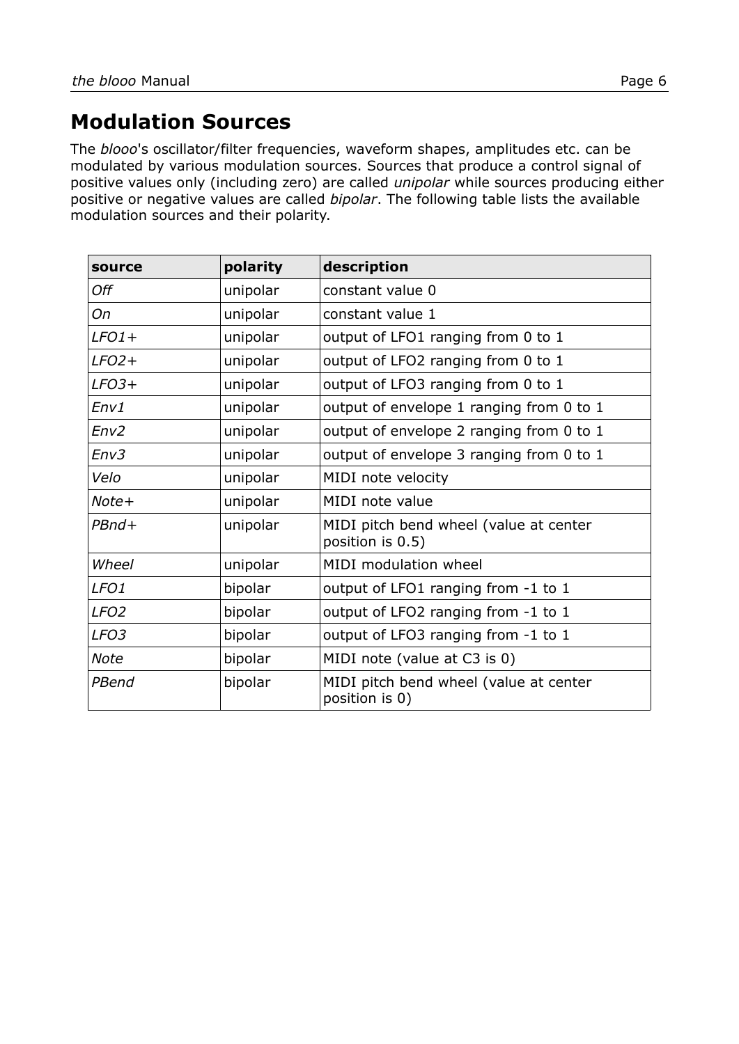## Modulation Sources

The *blooo*'s oscillator/filter frequencies, waveform shapes, amplitudes etc. can be modulated by various modulation sources. Sources that produce a control signal of positive values only (including zero) are called *unipolar* while sources producing either positive or negative values are called *bipolar*. The following table lists the available modulation sources and their polarity.

| **source** | **polarity** | **description** |
|---|---|---|
| *Off* | unipolar | constant value 0 |
| *On* | unipolar | constant value 1 |
| *LFO1+* | unipolar | output of LFO1 ranging from 0 to 1 |
| *LFO2+* | unipolar | output of LFO2 ranging from 0 to 1 |
| *LFO3+* | unipolar | output of LFO3 ranging from 0 to 1 |
| *Env1* | unipolar | output of envelope 1 ranging from 0 to 1 |
| *Env2* | unipolar | output of envelope 2 ranging from 0 to 1 |
| *Env3* | unipolar | output of envelope 3 ranging from 0 to 1 |
| *Velo* | unipolar | MIDI note velocity |
| *Note+* | unipolar | MIDI note value |
| *PBnd+* | unipolar | MIDI pitch bend wheel (value at center position is 0.5) |
| *Wheel* | unipolar | MIDI modulation wheel |
| *LFO1* | bipolar | output of LFO1 ranging from -1 to 1 |
| *LFO2* | bipolar | output of LFO2 ranging from -1 to 1 |
| *LFO3* | bipolar | output of LFO3 ranging from -1 to 1 |
| *Note* | bipolar | MIDI note (value at C3 is 0) |
| *PBend* | bipolar | MIDI pitch bend wheel (value at center position is 0) |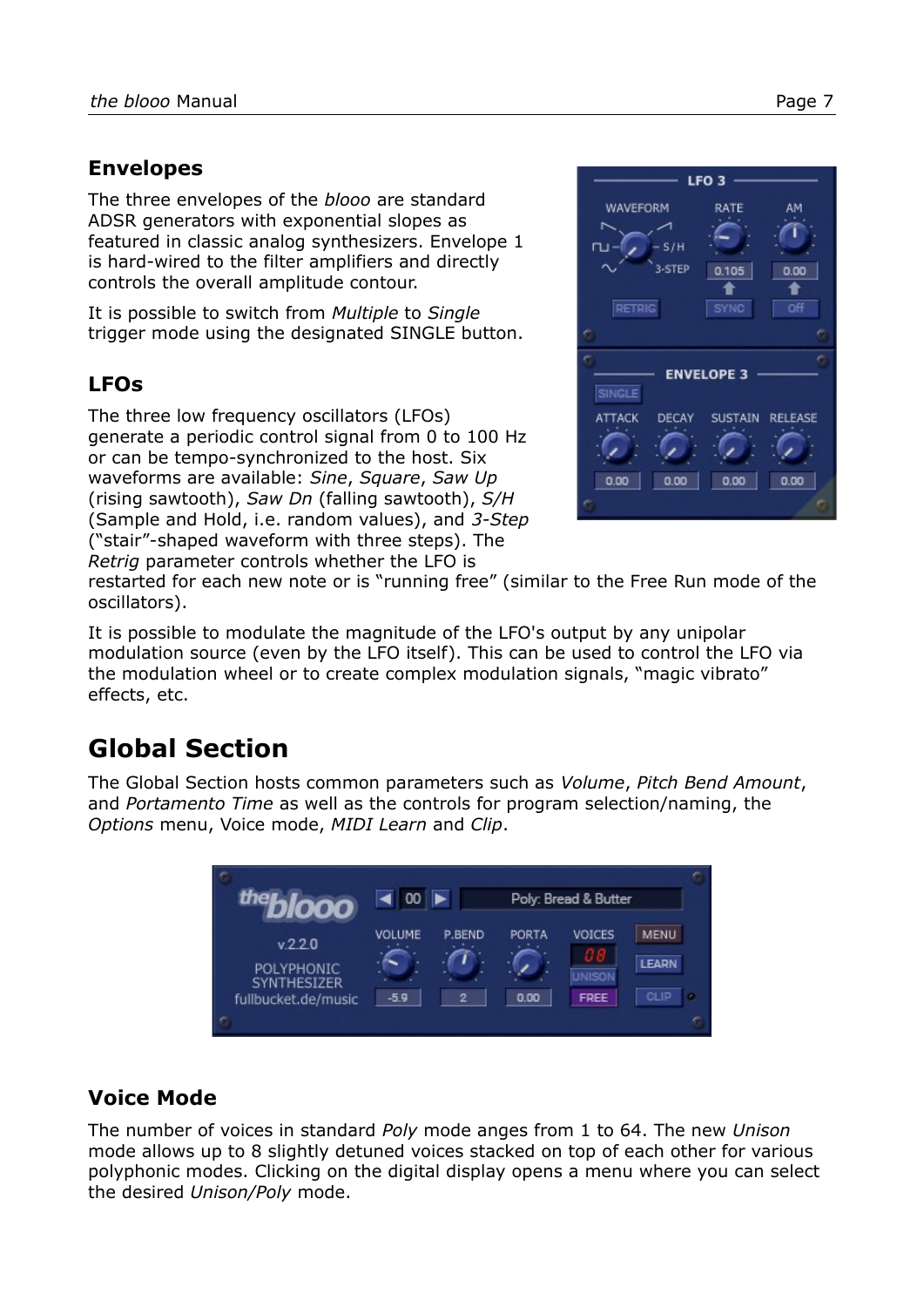## Envelopes

The three envelopes of the *blooo* are standard ADSR generators with exponential slopes as featured in classic analog synthesizers. Envelope 1 is hard-wired to the filter amplifiers and directly controls the overall amplitude contour.

It is possible to switch from *Multiple* to *Single* trigger mode using the designated SINGLE button.

## LFOs

The three low frequency oscillators (LFOs) generate a periodic control signal from 0 to 100 Hz or can be tempo-synchronized to the host. Six waveforms are available: *Sine*, *Square*, *Saw Up* (rising sawtooth), *Saw Dn* (falling sawtooth), *S/H* (Sample and Hold, i.e. random values), and *3-Step* ("stair"-shaped waveform with three steps). The *Retrig* parameter controls whether the LFO is restarted for each new note or is "running free" (similar to the Free Run mode of the oscillators).

It is possible to modulate the magnitude of the LFO's output by any unipolar modulation source (even by the LFO itself). This can be used to control the LFO via the modulation wheel or to create complex modulation signals, "magic vibrato" effects, etc.

# Global Section

The Global Section hosts common parameters such as *Volume*, *Pitch Bend Amount*, and *Portamento Time* as well as the controls for program selection/naming, the *Options* menu, Voice mode, *MIDI Learn* and *Clip*.

## Voice Mode

The number of voices in standard *Poly* mode anges from 1 to 64. The new *Unison* mode allows up to 8 slightly detuned voices stacked on top of each other for various polyphonic modes. Clicking on the digital display opens a menu where you can select the desired *Unison/Poly* mode.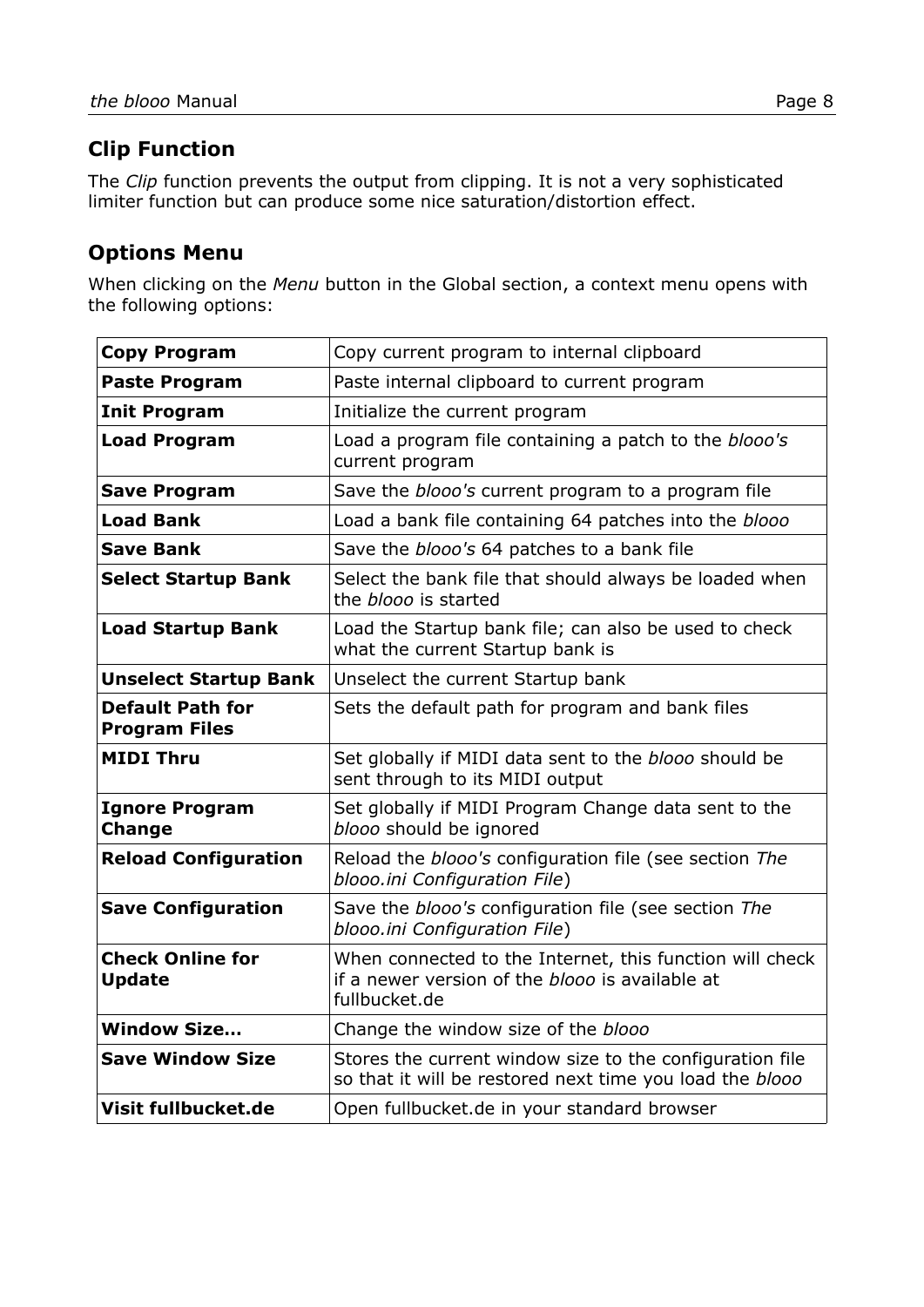## Clip Function

The *Clip* function prevents the output from clipping. It is not a very sophisticated limiter function but can produce some nice saturation/distortion effect.

## Options Menu

When clicking on the *Menu* button in the Global section, a context menu opens with the following options:

| | |
|---|---|
| **Copy Program** | Copy current program to internal clipboard |
| **Paste Program** | Paste internal clipboard to current program |
| **Init Program** | Initialize the current program |
| **Load Program** | Load a program file containing a patch to the *blooo's* current program |
| **Save Program** | Save the *blooo's* current program to a program file |
| **Load Bank** | Load a bank file containing 64 patches into the *blooo* |
| **Save Bank** | Save the *blooo's* 64 patches to a bank file |
| **Select Startup Bank** | Select the bank file that should always be loaded when the *blooo* is started |
| **Load Startup Bank** | Load the Startup bank file; can also be used to check what the current Startup bank is |
| **Unselect Startup Bank** | Unselect the current Startup bank |
| **Default Path for Program Files** | Sets the default path for program and bank files |
| **MIDI Thru** | Set globally if MIDI data sent to the *blooo* should be sent through to its MIDI output |
| **Ignore Program Change** | Set globally if MIDI Program Change data sent to the *blooo* should be ignored |
| **Reload Configuration** | Reload the *blooo's* configuration file (see section *The blooo.ini Configuration File*) |
| **Save Configuration** | Save the *blooo's* configuration file (see section *The blooo.ini Configuration File*) |
| **Check Online for Update** | When connected to the Internet, this function will check if a newer version of the *blooo* is available at fullbucket.de |
| **Window Size…** | Change the window size of the *blooo* |
| **Save Window Size** | Stores the current window size to the configuration file so that it will be restored next time you load the *blooo* |
| **Visit fullbucket.de** | Open fullbucket.de in your standard browser |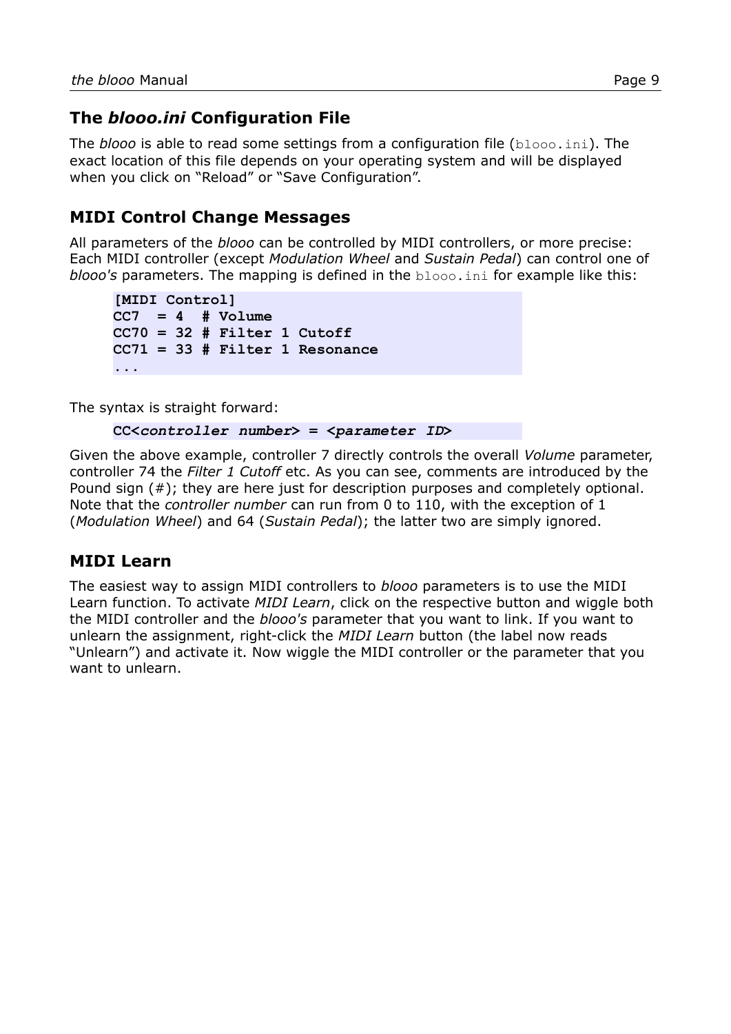## The *blooo.ini* Configuration File

The *blooo* is able to read some settings from a configuration file (`blooo.ini`). The exact location of this file depends on your operating system and will be displayed when you click on "Reload" or "Save Configuration".

## MIDI Control Change Messages

All parameters of the *blooo* can be controlled by MIDI controllers, or more precise: Each MIDI controller (except *Modulation Wheel* and *Sustain Pedal*) can control one of *blooo's* parameters. The mapping is defined in the `blooo.ini` for example like this:

```
[MIDI Control]
CC7  = 4  # Volume
CC70 = 32 # Filter 1 Cutoff
CC71 = 33 # Filter 1 Resonance
...
```

The syntax is straight forward:

```
CC<controller number> = <parameter ID>
```

Given the above example, controller 7 directly controls the overall *Volume* parameter, controller 74 the *Filter 1 Cutoff* etc. As you can see, comments are introduced by the Pound sign (#); they are here just for description purposes and completely optional. Note that the *controller number* can run from 0 to 110, with the exception of 1 (*Modulation Wheel*) and 64 (*Sustain Pedal*); the latter two are simply ignored.

## MIDI Learn

The easiest way to assign MIDI controllers to *blooo* parameters is to use the MIDI Learn function. To activate *MIDI Learn*, click on the respective button and wiggle both the MIDI controller and the *blooo's* parameter that you want to link. If you want to unlearn the assignment, right-click the *MIDI Learn* button (the label now reads "Unlearn") and activate it. Now wiggle the MIDI controller or the parameter that you want to unlearn.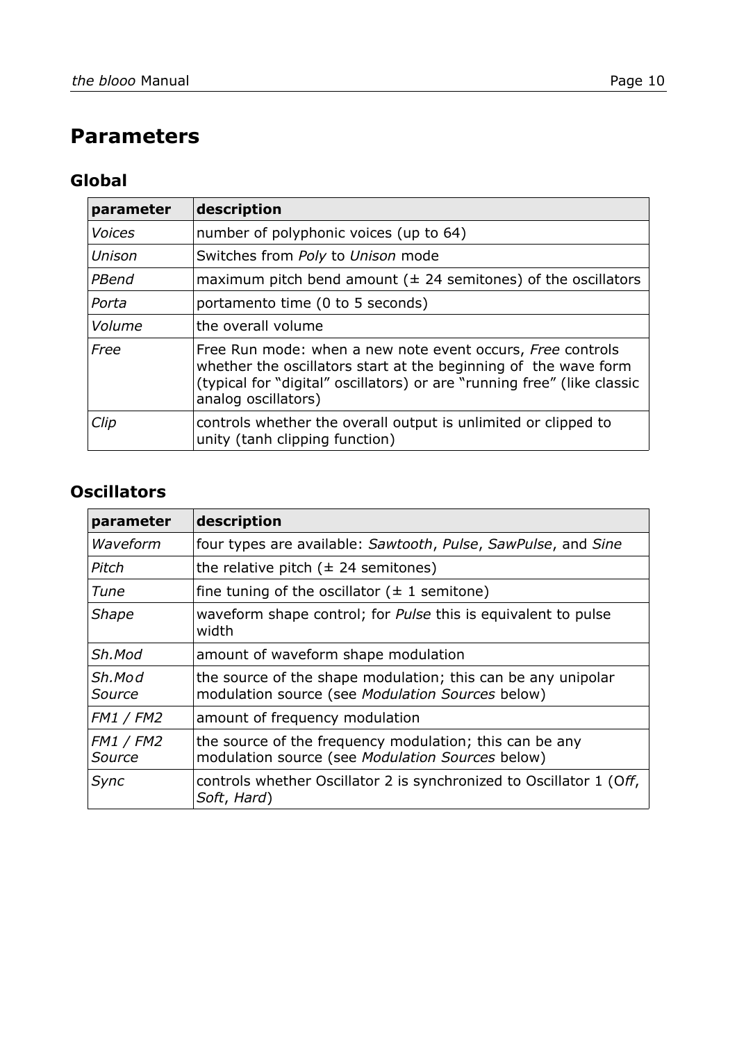# Parameters

## Global

| parameter | description |
|---|---|
| *Voices* | number of polyphonic voices (up to 64) |
| *Unison* | Switches from *Poly* to *Unison* mode |
| *PBend* | maximum pitch bend amount (± 24 semitones) of the oscillators |
| *Porta* | portamento time (0 to 5 seconds) |
| *Volume* | the overall volume |
| *Free* | Free Run mode: when a new note event occurs, *Free* controls whether the oscillators start at the beginning of the wave form (typical for "digital" oscillators) or are "running free" (like classic analog oscillators) |
| *Clip* | controls whether the overall output is unlimited or clipped to unity (tanh clipping function) |

## Oscillators

| parameter | description |
|---|---|
| *Waveform* | four types are available: *Sawtooth*, *Pulse*, *SawPulse*, and *Sine* |
| *Pitch* | the relative pitch (± 24 semitones) |
| *Tune* | fine tuning of the oscillator (± 1 semitone) |
| *Shape* | waveform shape control; for *Pulse* this is equivalent to pulse width |
| *Sh.Mod* | amount of waveform shape modulation |
| *Sh.Mod Source* | the source of the shape modulation; this can be any unipolar modulation source (see *Modulation Sources* below) |
| *FM1 / FM2* | amount of frequency modulation |
| *FM1 / FM2 Source* | the source of the frequency modulation; this can be any modulation source (see *Modulation Sources* below) |
| *Sync* | controls whether Oscillator 2 is synchronized to Oscillator 1 (*Off*, *Soft*, *Hard*) |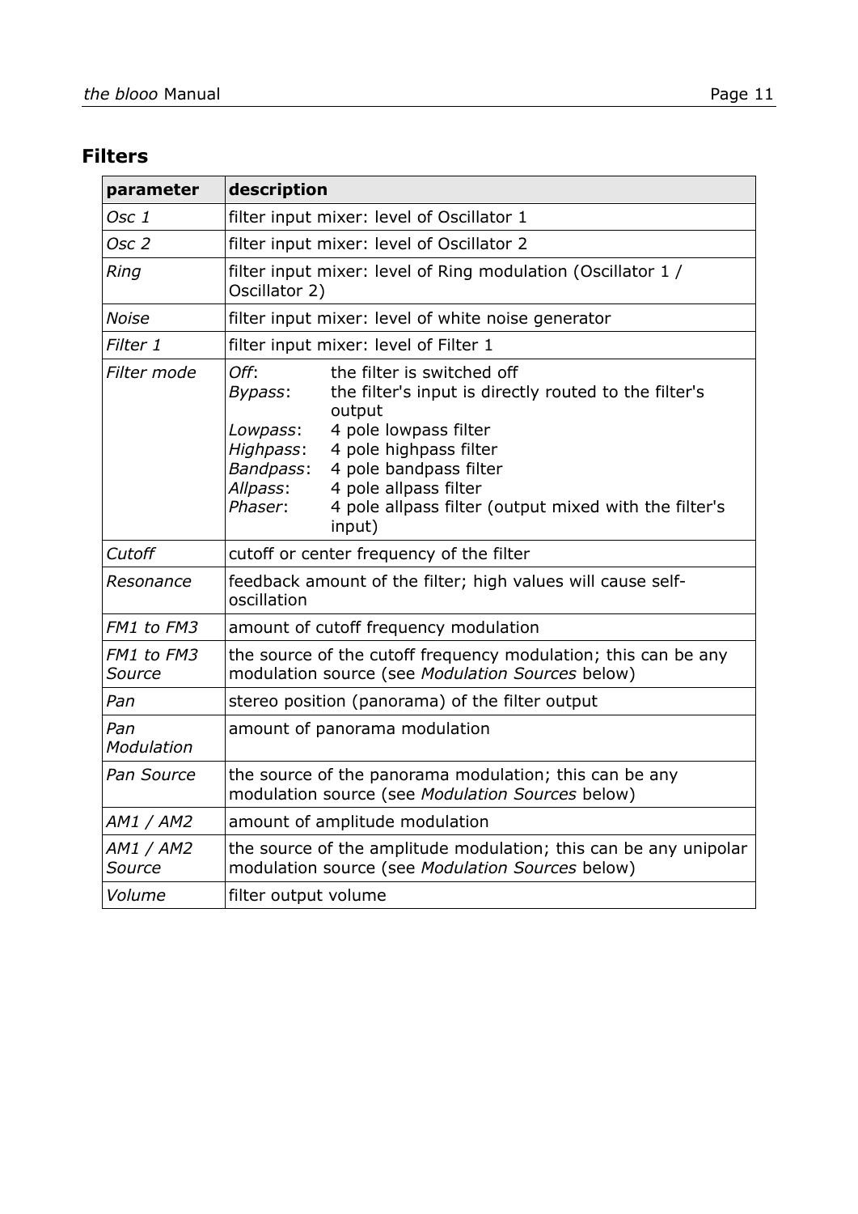## Filters

| parameter | description |
|---|---|
| *Osc 1* | filter input mixer: level of Oscillator 1 |
| *Osc 2* | filter input mixer: level of Oscillator 2 |
| *Ring* | filter input mixer: level of Ring modulation (Oscillator 1 / Oscillator 2) |
| *Noise* | filter input mixer: level of white noise generator |
| *Filter 1* | filter input mixer: level of Filter 1 |
| *Filter mode* | *Off*: the filter is switched off<br>*Bypass*: the filter's input is directly routed to the filter's output<br>*Lowpass*: 4 pole lowpass filter<br>*Highpass*: 4 pole highpass filter<br>*Bandpass*: 4 pole bandpass filter<br>*Allpass*: 4 pole allpass filter<br>*Phaser*: 4 pole allpass filter (output mixed with the filter's input) |
| *Cutoff* | cutoff or center frequency of the filter |
| *Resonance* | feedback amount of the filter; high values will cause self-oscillation |
| *FM1 to FM3* | amount of cutoff frequency modulation |
| *FM1 to FM3 Source* | the source of the cutoff frequency modulation; this can be any modulation source (see *Modulation Sources* below) |
| *Pan* | stereo position (panorama) of the filter output |
| *Pan Modulation* | amount of panorama modulation |
| *Pan Source* | the source of the panorama modulation; this can be any modulation source (see *Modulation Sources* below) |
| *AM1 / AM2* | amount of amplitude modulation |
| *AM1 / AM2 Source* | the source of the amplitude modulation; this can be any unipolar modulation source (see *Modulation Sources* below) |
| *Volume* | filter output volume |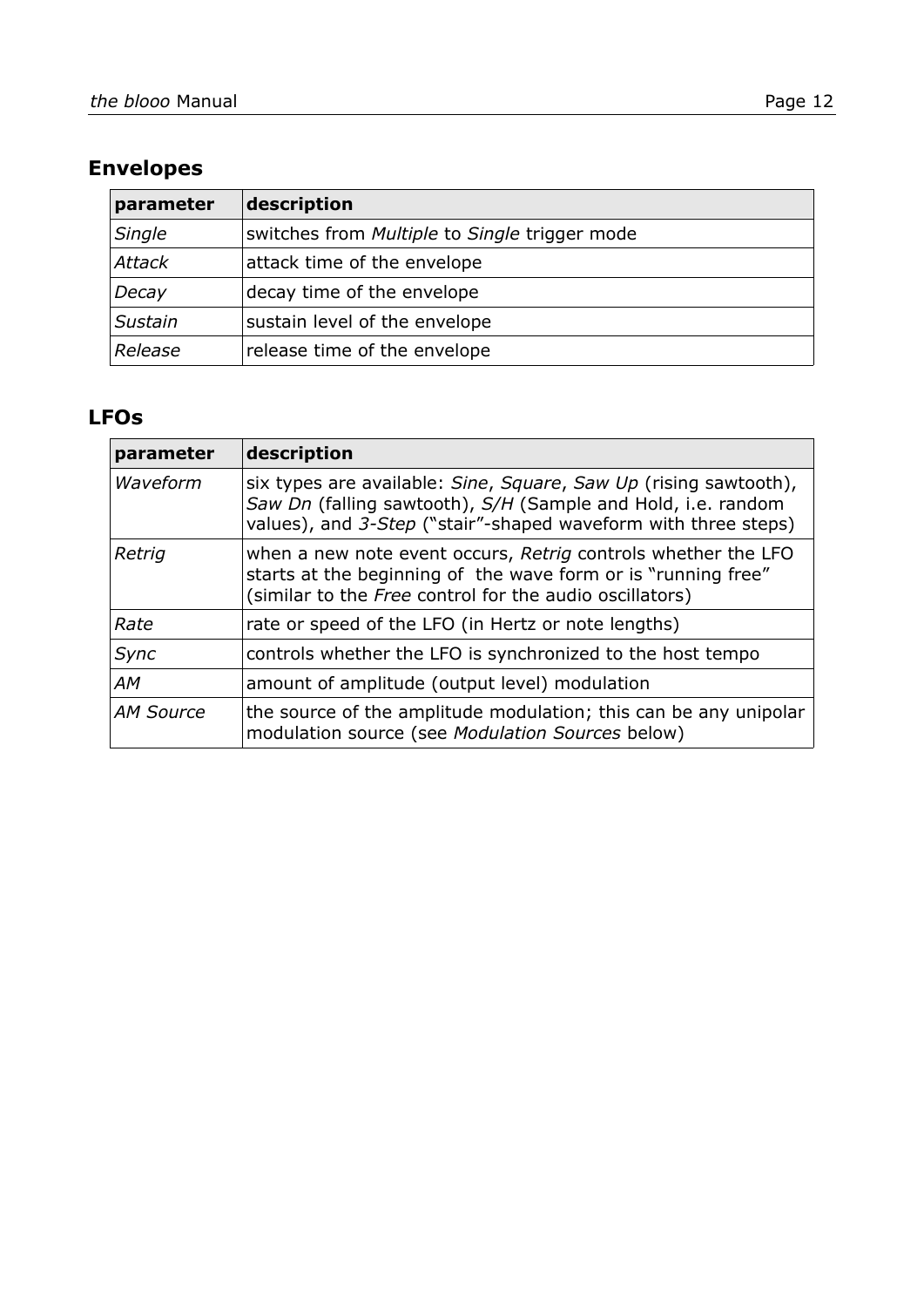## Envelopes

| parameter | description |
| --- | --- |
| *Single* | switches from *Multiple* to *Single* trigger mode |
| *Attack* | attack time of the envelope |
| *Decay* | decay time of the envelope |
| *Sustain* | sustain level of the envelope |
| *Release* | release time of the envelope |

## LFOs

| parameter | description |
| --- | --- |
| *Waveform* | six types are available: *Sine*, *Square*, *Saw Up* (rising sawtooth), *Saw Dn* (falling sawtooth), *S/H* (Sample and Hold, i.e. random values), and *3-Step* ("stair"-shaped waveform with three steps) |
| *Retrig* | when a new note event occurs, *Retrig* controls whether the LFO starts at the beginning of the wave form or is "running free" (similar to the *Free* control for the audio oscillators) |
| *Rate* | rate or speed of the LFO (in Hertz or note lengths) |
| *Sync* | controls whether the LFO is synchronized to the host tempo |
| *AM* | amount of amplitude (output level) modulation |
| *AM Source* | the source of the amplitude modulation; this can be any unipolar modulation source (see *Modulation Sources* below) |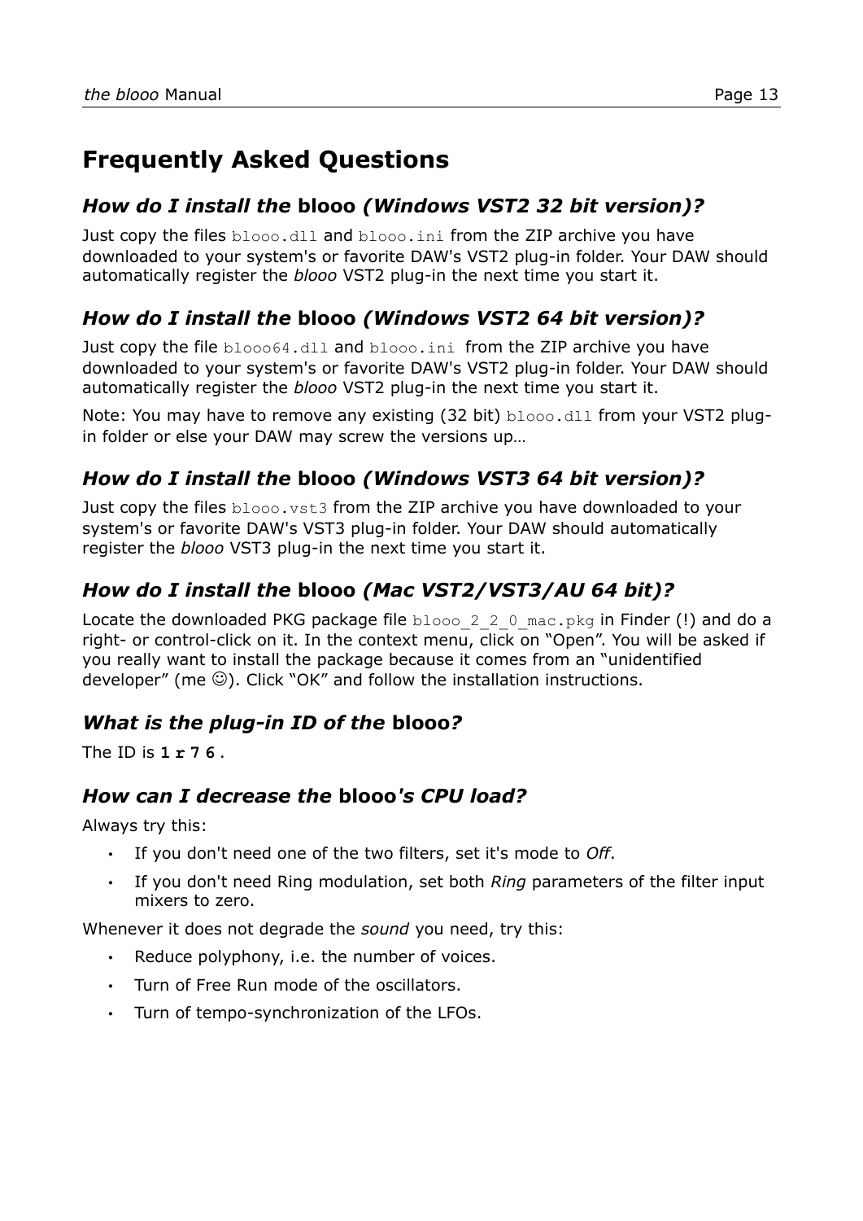# Frequently Asked Questions

### *How do I install the* **blooo** *(Windows VST2 32 bit version)?*

Just copy the files `blooo.dll` and `blooo.ini` from the ZIP archive you have downloaded to your system's or favorite DAW's VST2 plug-in folder. Your DAW should automatically register the *blooo* VST2 plug-in the next time you start it.

### *How do I install the* **blooo** *(Windows VST2 64 bit version)?*

Just copy the file `blooo64.dll` and `blooo.ini` from the ZIP archive you have downloaded to your system's or favorite DAW's VST2 plug-in folder. Your DAW should automatically register the *blooo* VST2 plug-in the next time you start it.

Note: You may have to remove any existing (32 bit) `blooo.dll` from your VST2 plug-in folder or else your DAW may screw the versions up…

### *How do I install the* **blooo** *(Windows VST3 64 bit version)?*

Just copy the files `blooo.vst3` from the ZIP archive you have downloaded to your system's or favorite DAW's VST3 plug-in folder. Your DAW should automatically register the *blooo* VST3 plug-in the next time you start it.

### *How do I install the* **blooo** *(Mac VST2/VST3/AU 64 bit)?*

Locate the downloaded PKG package file `blooo_2_2_0_mac.pkg` in Finder (!) and do a right- or control-click on it. In the context menu, click on "Open". You will be asked if you really want to install the package because it comes from an "unidentified developer" (me ☺). Click "OK" and follow the installation instructions.

### *What is the plug-in ID of the* **blooo***?*

The ID is **`1r76`**.

### *How can I decrease the* **blooo***'s CPU load?*

Always try this:

- If you don't need one of the two filters, set it's mode to *Off*.
- If you don't need Ring modulation, set both *Ring* parameters of the filter input mixers to zero.

Whenever it does not degrade the *sound* you need, try this:

- Reduce polyphony, i.e. the number of voices.
- Turn of Free Run mode of the oscillators.
- Turn of tempo-synchronization of the LFOs.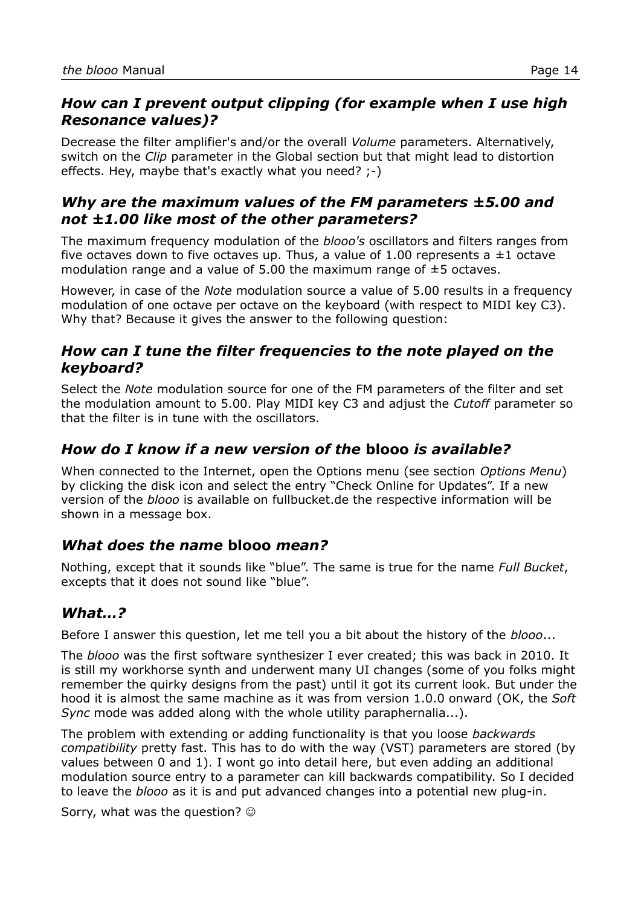### *How can I prevent output clipping (for example when I use high Resonance values)?*

Decrease the filter amplifier's and/or the overall *Volume* parameters. Alternatively, switch on the *Clip* parameter in the Global section but that might lead to distortion effects. Hey, maybe that's exactly what you need? ;-)

### *Why are the maximum values of the FM parameters ±5.00 and not ±1.00 like most of the other parameters?*

The maximum frequency modulation of the *blooo's* oscillators and filters ranges from five octaves down to five octaves up. Thus, a value of 1.00 represents a ±1 octave modulation range and a value of 5.00 the maximum range of ±5 octaves.

However, in case of the *Note* modulation source a value of 5.00 results in a frequency modulation of one octave per octave on the keyboard (with respect to MIDI key C3). Why that? Because it gives the answer to the following question:

### *How can I tune the filter frequencies to the note played on the keyboard?*

Select the *Note* modulation source for one of the FM parameters of the filter and set the modulation amount to 5.00. Play MIDI key C3 and adjust the *Cutoff* parameter so that the filter is in tune with the oscillators.

### *How do I know if a new version of the* **blooo** *is available?*

When connected to the Internet, open the Options menu (see section *Options Menu*) by clicking the disk icon and select the entry "Check Online for Updates". If a new version of the *blooo* is available on fullbucket.de the respective information will be shown in a message box.

### *What does the name* **blooo** *mean?*

Nothing, except that it sounds like "blue". The same is true for the name *Full Bucket*, excepts that it does not sound like "blue".

### *What...?*

Before I answer this question, let me tell you a bit about the history of the *blooo*...

The *blooo* was the first software synthesizer I ever created; this was back in 2010. It is still my workhorse synth and underwent many UI changes (some of you folks might remember the quirky designs from the past) until it got its current look. But under the hood it is almost the same machine as it was from version 1.0.0 onward (OK, the *Soft Sync* mode was added along with the whole utility paraphernalia...).

The problem with extending or adding functionality is that you loose *backwards compatibility* pretty fast. This has to do with the way (VST) parameters are stored (by values between 0 and 1). I wont go into detail here, but even adding an additional modulation source entry to a parameter can kill backwards compatibility. So I decided to leave the *blooo* as it is and put advanced changes into a potential new plug-in.

Sorry, what was the question? ☺